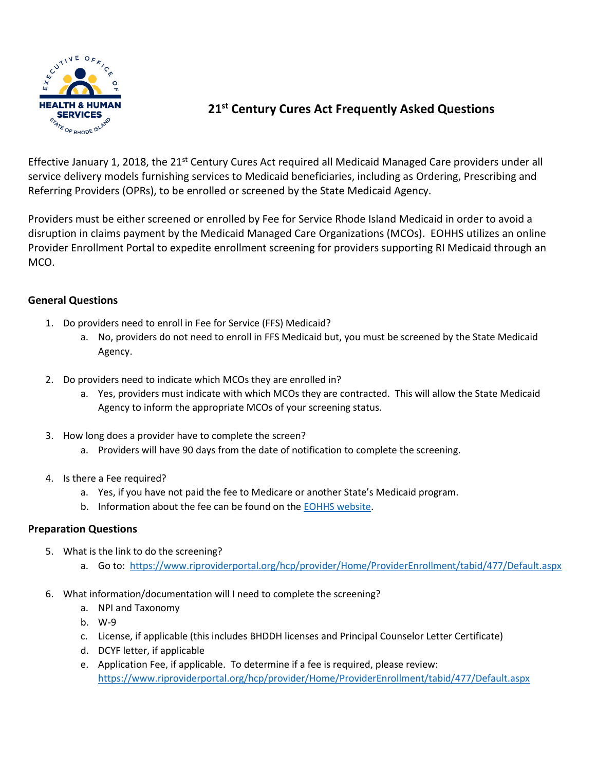# 21st Century Cures Act Frequently Asked Questions

Effective January 1, 2018, the 21st Century Cures Act required all Medicaid Managed Care providers under all service delivery models furnishing services to Medicaid beneficiaries, including as Ordering, Prescribing and Referring Providers (OPRs), to be enrolled or screened by the State Medicaid Agency.

Providers must be either screened or enrolled by Fee for Service Rhode Island Medicaid in order to avoid a disruption in claims payment by the Medicaid Managed Care Organizations (MCOs). EOHHS utilizes an online Provider Enrollment Portal to expedite enrollment screening for providers supporting RI Medicaid through an MCO.

### General Questions

1. Do providers need to enroll in Fee for Service (FFS) Medicaid?
   a. No, providers do not need to enroll in FFS Medicaid but, you must be screened by the State Medicaid Agency.

2. Do providers need to indicate which MCOs they are enrolled in?
   a. Yes, providers must indicate with which MCOs they are contracted. This will allow the State Medicaid Agency to inform the appropriate MCOs of your screening status.

3. How long does a provider have to complete the screen?
   a. Providers will have 90 days from the date of notification to complete the screening.

4. Is there a Fee required?
   a. Yes, if you have not paid the fee to Medicare or another State's Medicaid program.
   b. Information about the fee can be found on the EOHHS website.

### Preparation Questions

5. What is the link to do the screening?
   a. Go to: https://www.riproviderportal.org/hcp/provider/Home/ProviderEnrollment/tabid/477/Default.aspx

6. What information/documentation will I need to complete the screening?
   a. NPI and Taxonomy
   b. W-9
   c. License, if applicable (this includes BHDDH licenses and Principal Counselor Letter Certificate)
   d. DCYF letter, if applicable
   e. Application Fee, if applicable. To determine if a fee is required, please review: https://www.riproviderportal.org/hcp/provider/Home/ProviderEnrollment/tabid/477/Default.aspx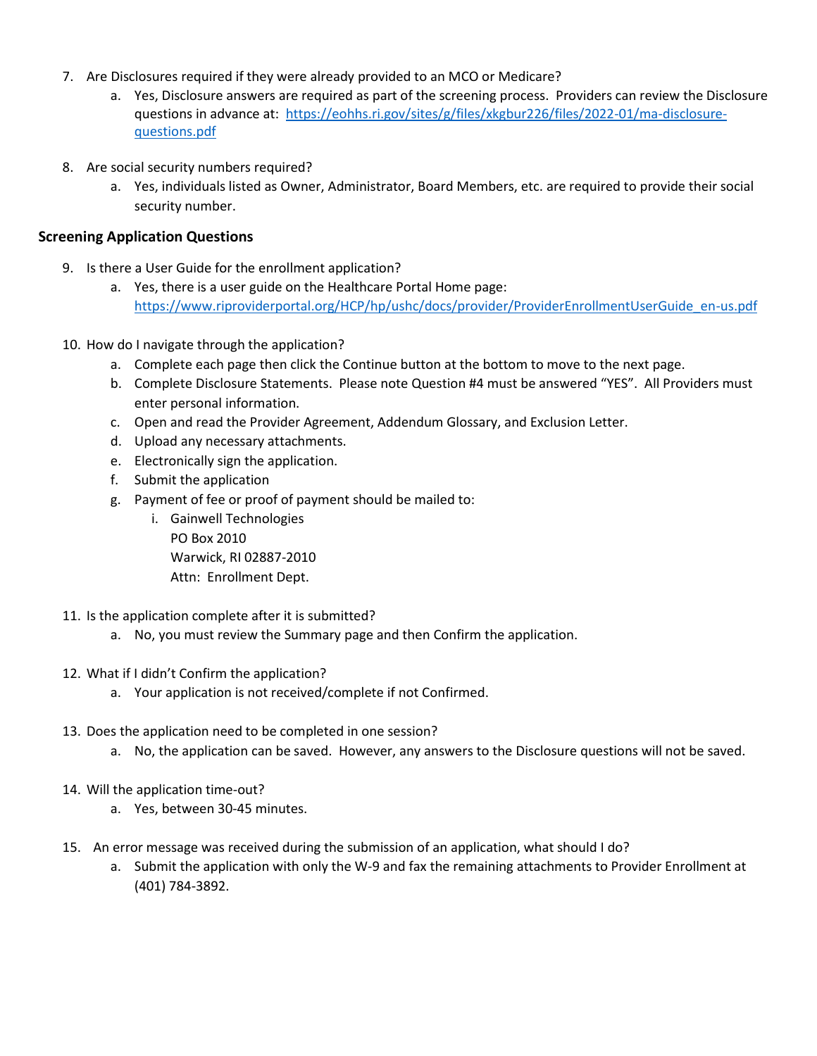7. Are Disclosures required if they were already provided to an MCO or Medicare?
    a. Yes, Disclosure answers are required as part of the screening process. Providers can review the Disclosure questions in advance at: [https://eohhs.ri.gov/sites/g/files/xkgbur226/files/2022-01/ma-disclosure-questions.pdf](https://eohhs.ri.gov/sites/g/files/xkgbur226/files/2022-01/ma-disclosure-questions.pdf)

8. Are social security numbers required?
    a. Yes, individuals listed as Owner, Administrator, Board Members, etc. are required to provide their social security number.

## Screening Application Questions

9. Is there a User Guide for the enrollment application?
    a. Yes, there is a user guide on the Healthcare Portal Home page: [https://www.riproviderportal.org/HCP/hp/ushc/docs/provider/ProviderEnrollmentUserGuide_en-us.pdf](https://www.riproviderportal.org/HCP/hp/ushc/docs/provider/ProviderEnrollmentUserGuide_en-us.pdf)

10. How do I navigate through the application?
    a. Complete each page then click the Continue button at the bottom to move to the next page.
    b. Complete Disclosure Statements. Please note Question #4 must be answered "YES". All Providers must enter personal information.
    c. Open and read the Provider Agreement, Addendum Glossary, and Exclusion Letter.
    d. Upload any necessary attachments.
    e. Electronically sign the application.
    f. Submit the application
    g. Payment of fee or proof of payment should be mailed to:
        i. Gainwell Technologies
           PO Box 2010
           Warwick, RI 02887-2010
           Attn: Enrollment Dept.

11. Is the application complete after it is submitted?
    a. No, you must review the Summary page and then Confirm the application.

12. What if I didn't Confirm the application?
    a. Your application is not received/complete if not Confirmed.

13. Does the application need to be completed in one session?
    a. No, the application can be saved. However, any answers to the Disclosure questions will not be saved.

14. Will the application time-out?
    a. Yes, between 30-45 minutes.

15. An error message was received during the submission of an application, what should I do?
    a. Submit the application with only the W-9 and fax the remaining attachments to Provider Enrollment at (401) 784-3892.